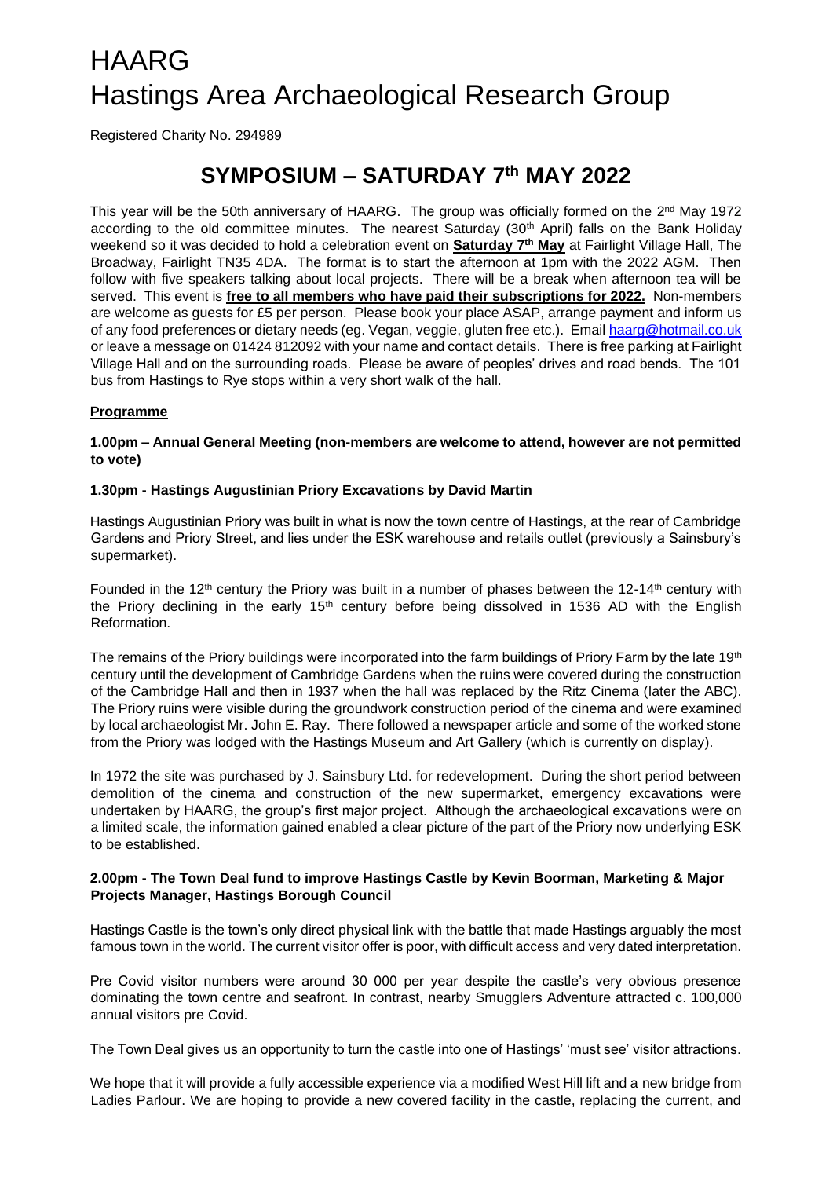# HAARG
# Hastings Area Archaeological Research Group

Registered Charity No. 294989

## SYMPOSIUM – SATURDAY 7th MAY 2022

This year will be the 50th anniversary of HAARG. The group was officially formed on the 2nd May 1972 according to the old committee minutes. The nearest Saturday (30th April) falls on the Bank Holiday weekend so it was decided to hold a celebration event on **Saturday 7th May** at Fairlight Village Hall, The Broadway, Fairlight TN35 4DA. The format is to start the afternoon at 1pm with the 2022 AGM. Then follow with five speakers talking about local projects. There will be a break when afternoon tea will be served. This event is **free to all members who have paid their subscriptions for 2022.** Non-members are welcome as guests for £5 per person. Please book your place ASAP, arrange payment and inform us of any food preferences or dietary needs (eg. Vegan, veggie, gluten free etc.). Email haarg@hotmail.co.uk or leave a message on 01424 812092 with your name and contact details. There is free parking at Fairlight Village Hall and on the surrounding roads. Please be aware of peoples' drives and road bends. The 101 bus from Hastings to Rye stops within a very short walk of the hall.

**Programme**

**1.00pm – Annual General Meeting (non-members are welcome to attend, however are not permitted to vote)**

**1.30pm - Hastings Augustinian Priory Excavations by David Martin**

Hastings Augustinian Priory was built in what is now the town centre of Hastings, at the rear of Cambridge Gardens and Priory Street, and lies under the ESK warehouse and retails outlet (previously a Sainsbury's supermarket).

Founded in the 12th century the Priory was built in a number of phases between the 12-14th century with the Priory declining in the early 15th century before being dissolved in 1536 AD with the English Reformation.

The remains of the Priory buildings were incorporated into the farm buildings of Priory Farm by the late 19th century until the development of Cambridge Gardens when the ruins were covered during the construction of the Cambridge Hall and then in 1937 when the hall was replaced by the Ritz Cinema (later the ABC). The Priory ruins were visible during the groundwork construction period of the cinema and were examined by local archaeologist Mr. John E. Ray. There followed a newspaper article and some of the worked stone from the Priory was lodged with the Hastings Museum and Art Gallery (which is currently on display).

In 1972 the site was purchased by J. Sainsbury Ltd. for redevelopment. During the short period between demolition of the cinema and construction of the new supermarket, emergency excavations were undertaken by HAARG, the group's first major project. Although the archaeological excavations were on a limited scale, the information gained enabled a clear picture of the part of the Priory now underlying ESK to be established.

**2.00pm - The Town Deal fund to improve Hastings Castle by Kevin Boorman, Marketing & Major Projects Manager, Hastings Borough Council**

Hastings Castle is the town's only direct physical link with the battle that made Hastings arguably the most famous town in the world. The current visitor offer is poor, with difficult access and very dated interpretation.

Pre Covid visitor numbers were around 30 000 per year despite the castle's very obvious presence dominating the town centre and seafront. In contrast, nearby Smugglers Adventure attracted c. 100,000 annual visitors pre Covid.

The Town Deal gives us an opportunity to turn the castle into one of Hastings' 'must see' visitor attractions.

We hope that it will provide a fully accessible experience via a modified West Hill lift and a new bridge from Ladies Parlour. We are hoping to provide a new covered facility in the castle, replacing the current, and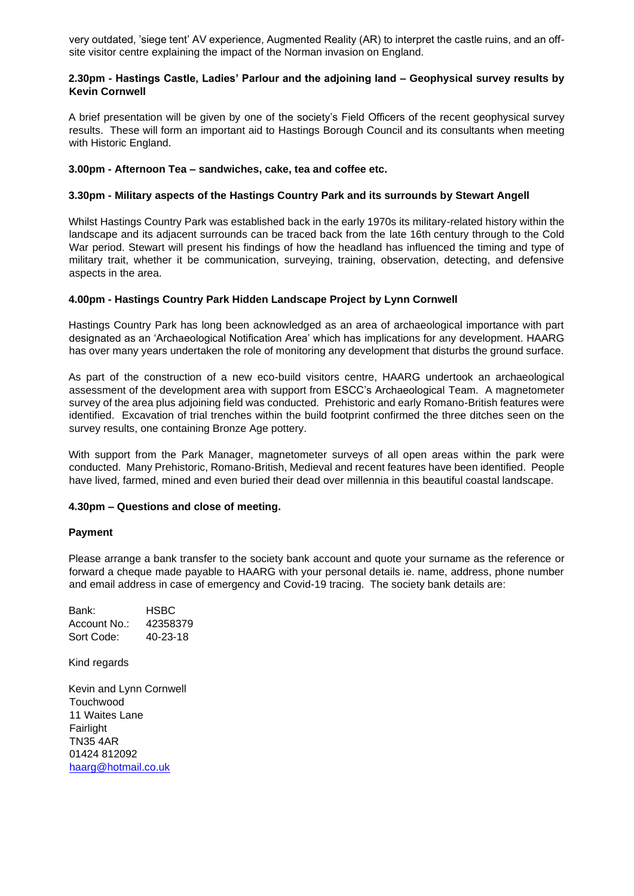very outdated, 'siege tent' AV experience, Augmented Reality (AR) to interpret the castle ruins, and an off-site visitor centre explaining the impact of the Norman invasion on England.

**2.30pm - Hastings Castle, Ladies' Parlour and the adjoining land – Geophysical survey results by Kevin Cornwell**

A brief presentation will be given by one of the society's Field Officers of the recent geophysical survey results. These will form an important aid to Hastings Borough Council and its consultants when meeting with Historic England.

**3.00pm - Afternoon Tea – sandwiches, cake, tea and coffee etc.**

**3.30pm - Military aspects of the Hastings Country Park and its surrounds by Stewart Angell**

Whilst Hastings Country Park was established back in the early 1970s its military-related history within the landscape and its adjacent surrounds can be traced back from the late 16th century through to the Cold War period. Stewart will present his findings of how the headland has influenced the timing and type of military trait, whether it be communication, surveying, training, observation, detecting, and defensive aspects in the area.

**4.00pm - Hastings Country Park Hidden Landscape Project by Lynn Cornwell**

Hastings Country Park has long been acknowledged as an area of archaeological importance with part designated as an 'Archaeological Notification Area' which has implications for any development. HAARG has over many years undertaken the role of monitoring any development that disturbs the ground surface.

As part of the construction of a new eco-build visitors centre, HAARG undertook an archaeological assessment of the development area with support from ESCC's Archaeological Team. A magnetometer survey of the area plus adjoining field was conducted. Prehistoric and early Romano-British features were identified. Excavation of trial trenches within the build footprint confirmed the three ditches seen on the survey results, one containing Bronze Age pottery.

With support from the Park Manager, magnetometer surveys of all open areas within the park were conducted. Many Prehistoric, Romano-British, Medieval and recent features have been identified. People have lived, farmed, mined and even buried their dead over millennia in this beautiful coastal landscape.

**4.30pm – Questions and close of meeting.**

**Payment**

Please arrange a bank transfer to the society bank account and quote your surname as the reference or forward a cheque made payable to HAARG with your personal details ie. name, address, phone number and email address in case of emergency and Covid-19 tracing. The society bank details are:

| | |
|---|---|
| Bank: | HSBC |
| Account No.: | 42358379 |
| Sort Code: | 40-23-18 |

Kind regards

Kevin and Lynn Cornwell
Touchwood
11 Waites Lane
Fairlight
TN35 4AR
01424 812092
haarg@hotmail.co.uk